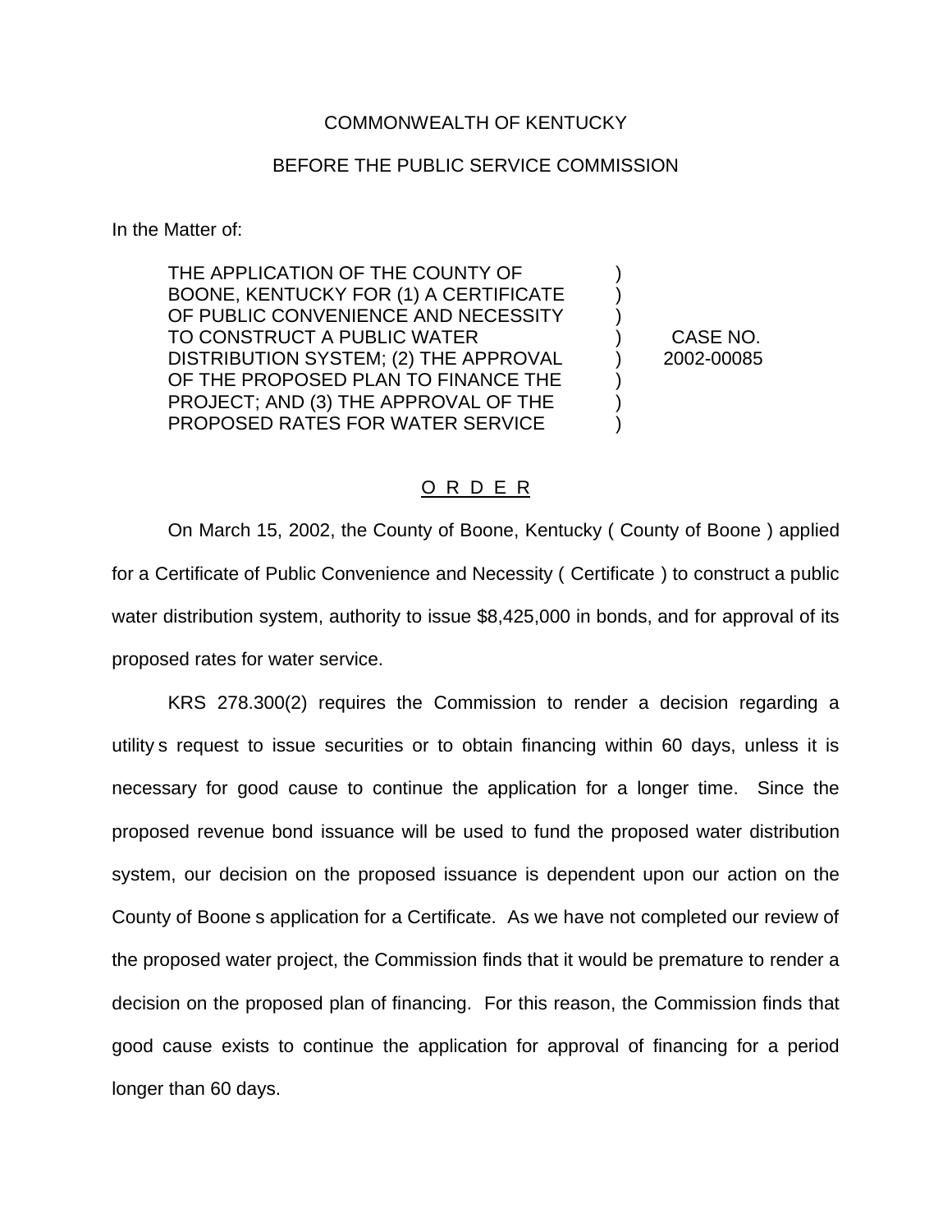COMMONWEALTH OF KENTUCKY

BEFORE THE PUBLIC SERVICE COMMISSION

In the Matter of:

| | | |
|---|---|---|
| THE APPLICATION OF THE COUNTY OF BOONE, KENTUCKY FOR (1) A CERTIFICATE OF PUBLIC CONVENIENCE AND NECESSITY TO CONSTRUCT A PUBLIC WATER DISTRIBUTION SYSTEM; (2) THE APPROVAL OF THE PROPOSED PLAN TO FINANCE THE PROJECT; AND (3) THE APPROVAL OF THE PROPOSED RATES FOR WATER SERVICE | ) | CASE NO. 2002-00085 |

O R D E R

On March 15, 2002, the County of Boone, Kentucky ( County of Boone ) applied for a Certificate of Public Convenience and Necessity ( Certificate ) to construct a public water distribution system, authority to issue $8,425,000 in bonds, and for approval of its proposed rates for water service.

KRS 278.300(2) requires the Commission to render a decision regarding a utility s request to issue securities or to obtain financing within 60 days, unless it is necessary for good cause to continue the application for a longer time. Since the proposed revenue bond issuance will be used to fund the proposed water distribution system, our decision on the proposed issuance is dependent upon our action on the County of Boone s application for a Certificate. As we have not completed our review of the proposed water project, the Commission finds that it would be premature to render a decision on the proposed plan of financing. For this reason, the Commission finds that good cause exists to continue the application for approval of financing for a period longer than 60 days.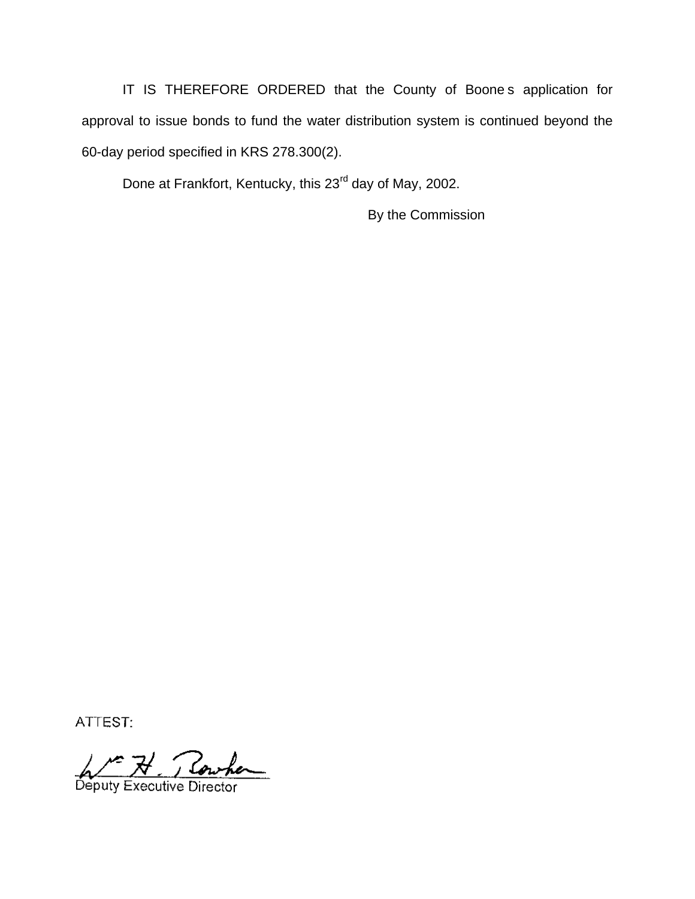IT IS THEREFORE ORDERED that the County of Boone s application for approval to issue bonds to fund the water distribution system is continued beyond the 60-day period specified in KRS 278.300(2).

Done at Frankfort, Kentucky, this 23rd day of May, 2002.

By the Commission

ATTEST:

Deputy Executive Director